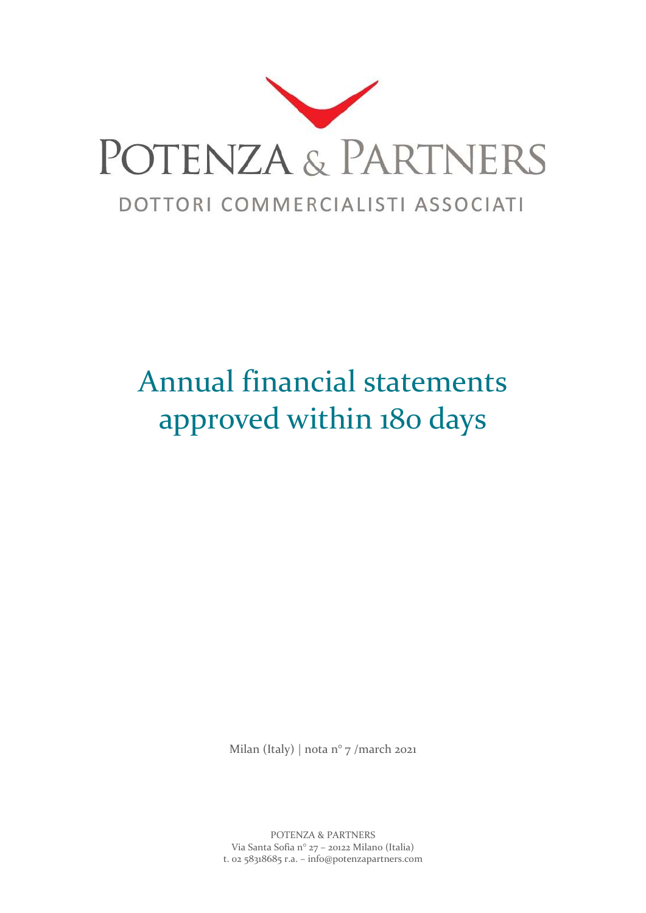# POTENZA & PARTNERS

DOTTORI COMMERCIALISTI ASSOCIATI

# Annual financial statements approved within 180 days

Milan (Italy) | nota n° 7 /march 2021

POTENZA & PARTNERS
Via Santa Sofia n° 27 – 20122 Milano (Italia)
t. 02 58318685 r.a. – info@potenzapartners.com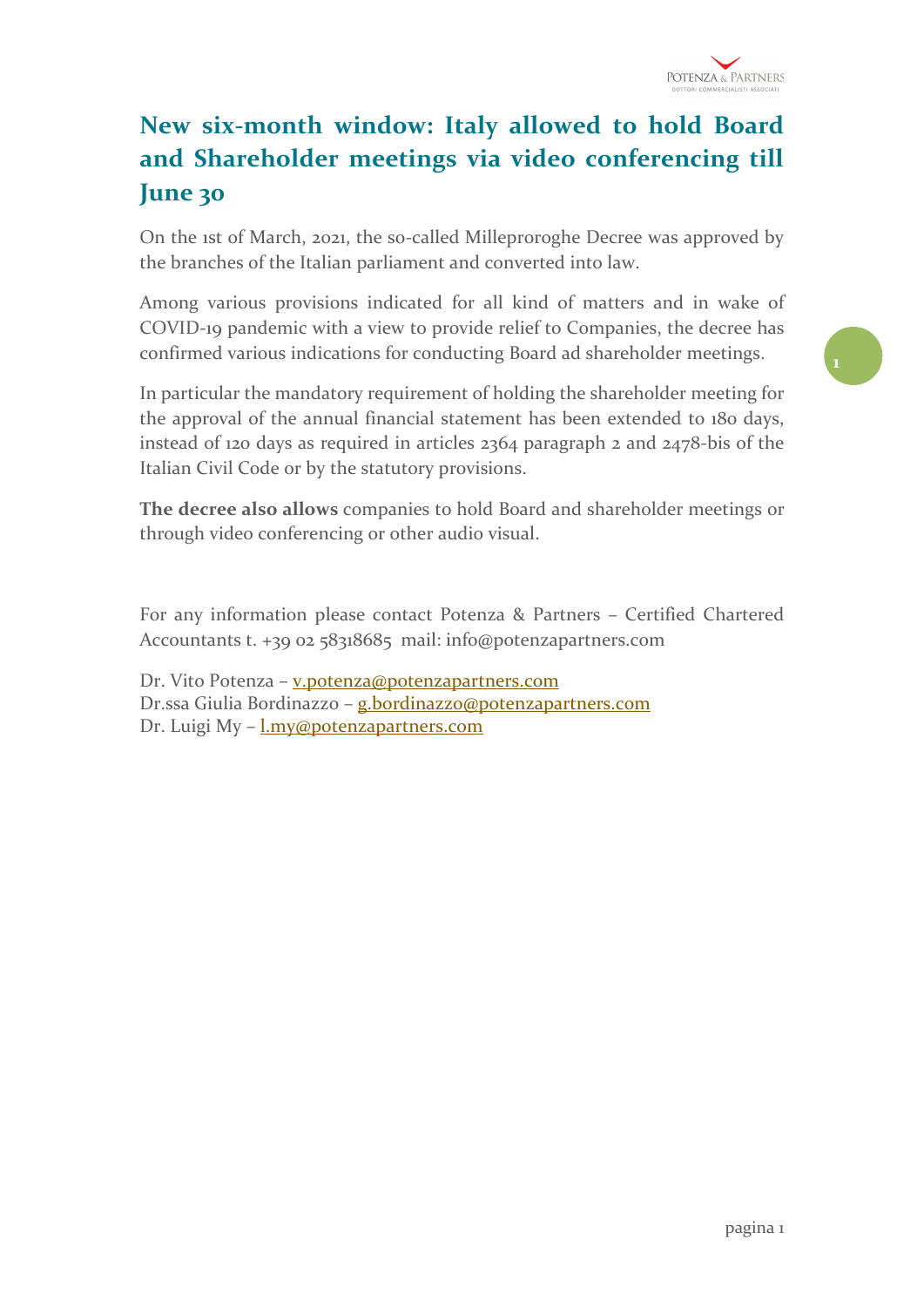# New six-month window: Italy allowed to hold Board and Shareholder meetings via video conferencing till June 30

On the 1st of March, 2021, the so-called Milleproroghe Decree was approved by the branches of the Italian parliament and converted into law.

Among various provisions indicated for all kind of matters and in wake of COVID-19 pandemic with a view to provide relief to Companies, the decree has confirmed various indications for conducting Board ad shareholder meetings.

In particular the mandatory requirement of holding the shareholder meeting for the approval of the annual financial statement has been extended to 180 days, instead of 120 days as required in articles 2364 paragraph 2 and 2478-bis of the Italian Civil Code or by the statutory provisions.

**The decree also allows** companies to hold Board and shareholder meetings or through video conferencing or other audio visual.

For any information please contact Potenza & Partners – Certified Chartered Accountants t. +39 02 58318685 mail: info@potenzapartners.com

Dr. Vito Potenza – v.potenza@potenzapartners.com
Dr.ssa Giulia Bordinazzo – g.bordinazzo@potenzapartners.com
Dr. Luigi My – l.my@potenzapartners.com